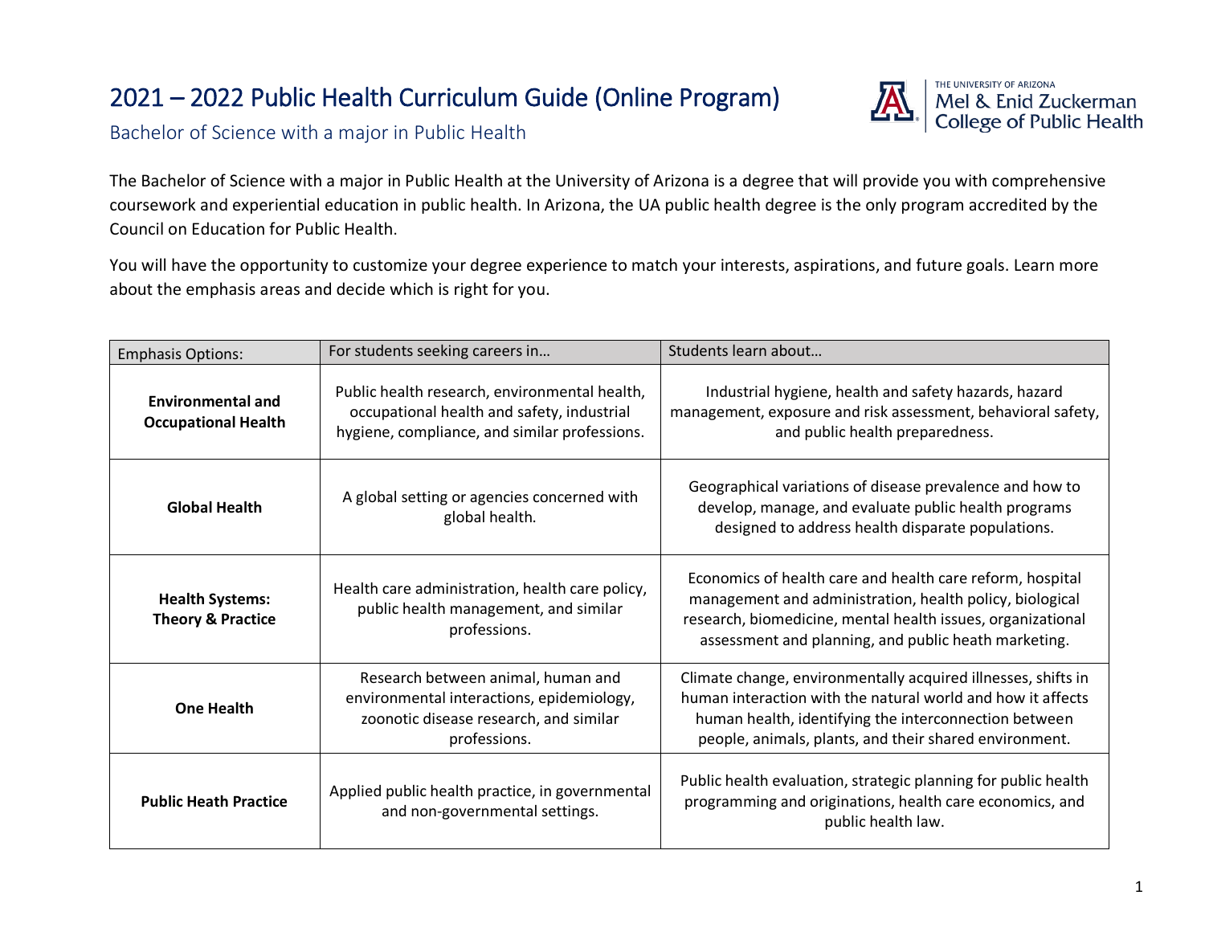# 2021 – 2022 Public Health Curriculum Guide (Online Program)

THE UNIVERSITY OF ARIZONA
Mel & Enid Zuckerman College of Public Health

## Bachelor of Science with a major in Public Health

The Bachelor of Science with a major in Public Health at the University of Arizona is a degree that will provide you with comprehensive coursework and experiential education in public health. In Arizona, the UA public health degree is the only program accredited by the Council on Education for Public Health.

You will have the opportunity to customize your degree experience to match your interests, aspirations, and future goals. Learn more about the emphasis areas and decide which is right for you.

| Emphasis Options: | For students seeking careers in… | Students learn about… |
|---|---|---|
| **Environmental and Occupational Health** | Public health research, environmental health, occupational health and safety, industrial hygiene, compliance, and similar professions. | Industrial hygiene, health and safety hazards, hazard management, exposure and risk assessment, behavioral safety, and public health preparedness. |
| **Global Health** | A global setting or agencies concerned with global health. | Geographical variations of disease prevalence and how to develop, manage, and evaluate public health programs designed to address health disparate populations. |
| **Health Systems: Theory & Practice** | Health care administration, health care policy, public health management, and similar professions. | Economics of health care and health care reform, hospital management and administration, health policy, biological research, biomedicine, mental health issues, organizational assessment and planning, and public heath marketing. |
| **One Health** | Research between animal, human and environmental interactions, epidemiology, zoonotic disease research, and similar professions. | Climate change, environmentally acquired illnesses, shifts in human interaction with the natural world and how it affects human health, identifying the interconnection between people, animals, plants, and their shared environment. |
| **Public Heath Practice** | Applied public health practice, in governmental and non-governmental settings. | Public health evaluation, strategic planning for public health programming and originations, health care economics, and public health law. |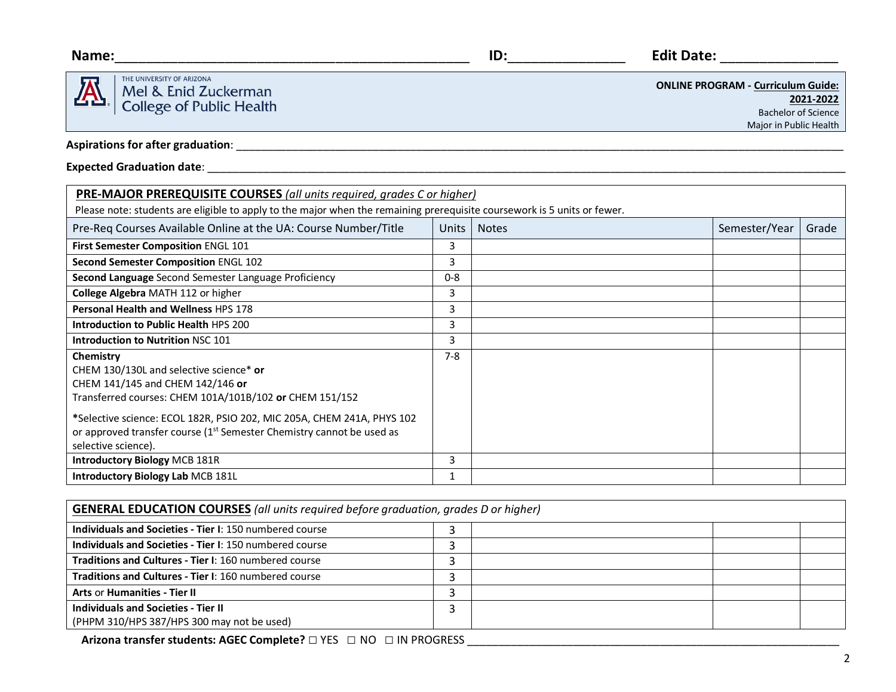**Name:**\_\_\_\_\_\_\_\_\_\_\_\_\_\_\_\_\_\_\_\_\_\_\_\_\_\_\_\_\_\_\_\_\_\_\_\_\_\_\_\_\_\_\_\_ **ID:**\_\_\_\_\_\_\_\_\_\_\_\_\_\_\_\_ **Edit Date:** \_\_\_\_\_\_\_\_\_\_\_\_\_\_\_\_

THE UNIVERSITY OF ARIZONA
Mel & Enid Zuckerman College of Public Health

**ONLINE PROGRAM - Curriculum Guide: 2021-2022**
Bachelor of Science
Major in Public Health

**Aspirations for after graduation**: \_\_\_\_\_\_\_\_\_\_\_\_\_\_\_\_\_\_\_\_\_\_\_\_\_\_\_\_\_\_\_\_\_\_\_\_\_\_\_\_\_\_\_\_\_\_\_\_\_\_\_\_

**Expected Graduation date**: \_\_\_\_\_\_\_\_\_\_\_\_\_\_\_\_\_\_\_\_\_\_\_\_\_\_\_\_\_\_\_\_\_\_\_\_\_\_\_\_\_\_\_\_\_\_\_\_\_\_\_\_

## PRE-MAJOR PREREQUISITE COURSES *(all units required, grades C or higher)*

Please note: students are eligible to apply to the major when the remaining prerequisite coursework is 5 units or fewer.

| Pre-Req Courses Available Online at the UA: Course Number/Title | Units | Notes | Semester/Year | Grade |
|---|---|---|---|---|
| **First Semester Composition** ENGL 101 | 3 | | | |
| **Second Semester Composition** ENGL 102 | 3 | | | |
| **Second Language** Second Semester Language Proficiency | 0-8 | | | |
| **College Algebra** MATH 112 or higher | 3 | | | |
| **Personal Health and Wellness** HPS 178 | 3 | | | |
| **Introduction to Public Health** HPS 200 | 3 | | | |
| **Introduction to Nutrition** NSC 101 | 3 | | | |
| **Chemistry**<br>CHEM 130/130L and selective science* **or**<br>CHEM 141/145 and CHEM 142/146 **or**<br>Transferred courses: CHEM 101A/101B/102 **or** CHEM 151/152<br><br>***Selective science**: ECOL 182R, PSIO 202, MIC 205A, CHEM 241A, PHYS 102 or approved transfer course (1st Semester Chemistry cannot be used as selective science). | 7-8 | | | |
| **Introductory Biology** MCB 181R | 3 | | | |
| **Introductory Biology Lab** MCB 181L | 1 | | | |

## GENERAL EDUCATION COURSES *(all units required before graduation, grades D or higher)*

| Course | Units | Notes | Semester/Year | Grade |
|---|---|---|---|---|
| **Individuals and Societies - Tier I**: 150 numbered course | 3 | | | |
| **Individuals and Societies - Tier I**: 150 numbered course | 3 | | | |
| **Traditions and Cultures - Tier I**: 160 numbered course | 3 | | | |
| **Traditions and Cultures - Tier I**: 160 numbered course | 3 | | | |
| **Arts** or **Humanities - Tier II** | 3 | | | |
| **Individuals and Societies - Tier II**<br>(PHPM 310/HPS 387/HPS 300 may not be used) | 3 | | | |

**Arizona transfer students: AGEC Complete?** ☐ YES ☐ NO ☐ IN PROGRESS \_\_\_\_\_\_\_\_\_\_\_\_\_\_\_\_\_\_\_\_\_\_\_\_\_\_\_\_\_\_\_\_\_\_\_\_\_\_\_\_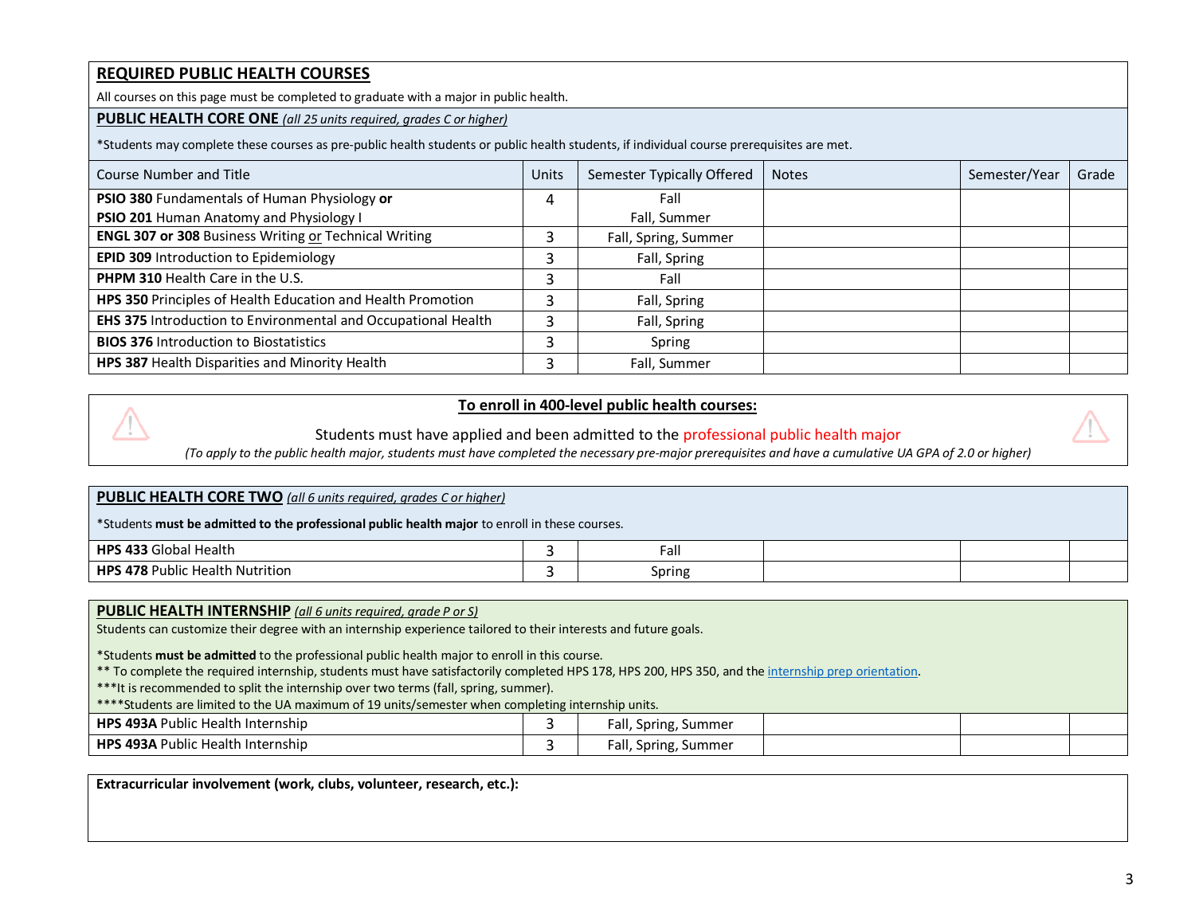## REQUIRED PUBLIC HEALTH COURSES

All courses on this page must be completed to graduate with a major in public health.

### PUBLIC HEALTH CORE ONE *(all 25 units required, grades C or higher)*

*Students may complete these courses as pre-public health students or public health students, if individual course prerequisites are met.

| Course Number and Title | Units | Semester Typically Offered | Notes | Semester/Year | Grade |
|---|---|---|---|---|---|
| **PSIO 380** Fundamentals of Human Physiology **or** **PSIO 201** Human Anatomy and Physiology I | 4 | Fall / Fall, Summer | | | |
| **ENGL 307 or 308** Business Writing or Technical Writing | 3 | Fall, Spring, Summer | | | |
| **EPID 309** Introduction to Epidemiology | 3 | Fall, Spring | | | |
| **PHPM 310** Health Care in the U.S. | 3 | Fall | | | |
| **HPS 350** Principles of Health Education and Health Promotion | 3 | Fall, Spring | | | |
| **EHS 375** Introduction to Environmental and Occupational Health | 3 | Fall, Spring | | | |
| **BIOS 376** Introduction to Biostatistics | 3 | Spring | | | |
| **HPS 387** Health Disparities and Minority Health | 3 | Fall, Summer | | | |

**To enroll in 400-level public health courses:**

Students must have applied and been admitted to the professional public health major

*(To apply to the public health major, students must have completed the necessary pre-major prerequisites and have a cumulative UA GPA of 2.0 or higher)*

### PUBLIC HEALTH CORE TWO *(all 6 units required, grades C or higher)*

*Students **must be admitted to the professional public health major** to enroll in these courses.

| Course Number and Title | Units | Semester Typically Offered | Notes | Semester/Year | Grade |
|---|---|---|---|---|---|
| **HPS 433** Global Health | 3 | Fall | | | |
| **HPS 478** Public Health Nutrition | 3 | Spring | | | |

### PUBLIC HEALTH INTERNSHIP *(all 6 units required, grade P or S)*

Students can customize their degree with an internship experience tailored to their interests and future goals.

*Students **must be admitted** to the professional public health major to enroll in this course.
** To complete the required internship, students must have satisfactorily completed HPS 178, HPS 200, HPS 350, and the internship prep orientation.
***It is recommended to split the internship over two terms (fall, spring, summer).
****Students are limited to the UA maximum of 19 units/semester when completing internship units.

| Course Number and Title | Units | Semester Typically Offered | Notes | Semester/Year | Grade |
|---|---|---|---|---|---|
| **HPS 493A** Public Health Internship | 3 | Fall, Spring, Summer | | | |
| **HPS 493A** Public Health Internship | 3 | Fall, Spring, Summer | | | |

**Extracurricular involvement (work, clubs, volunteer, research, etc.):**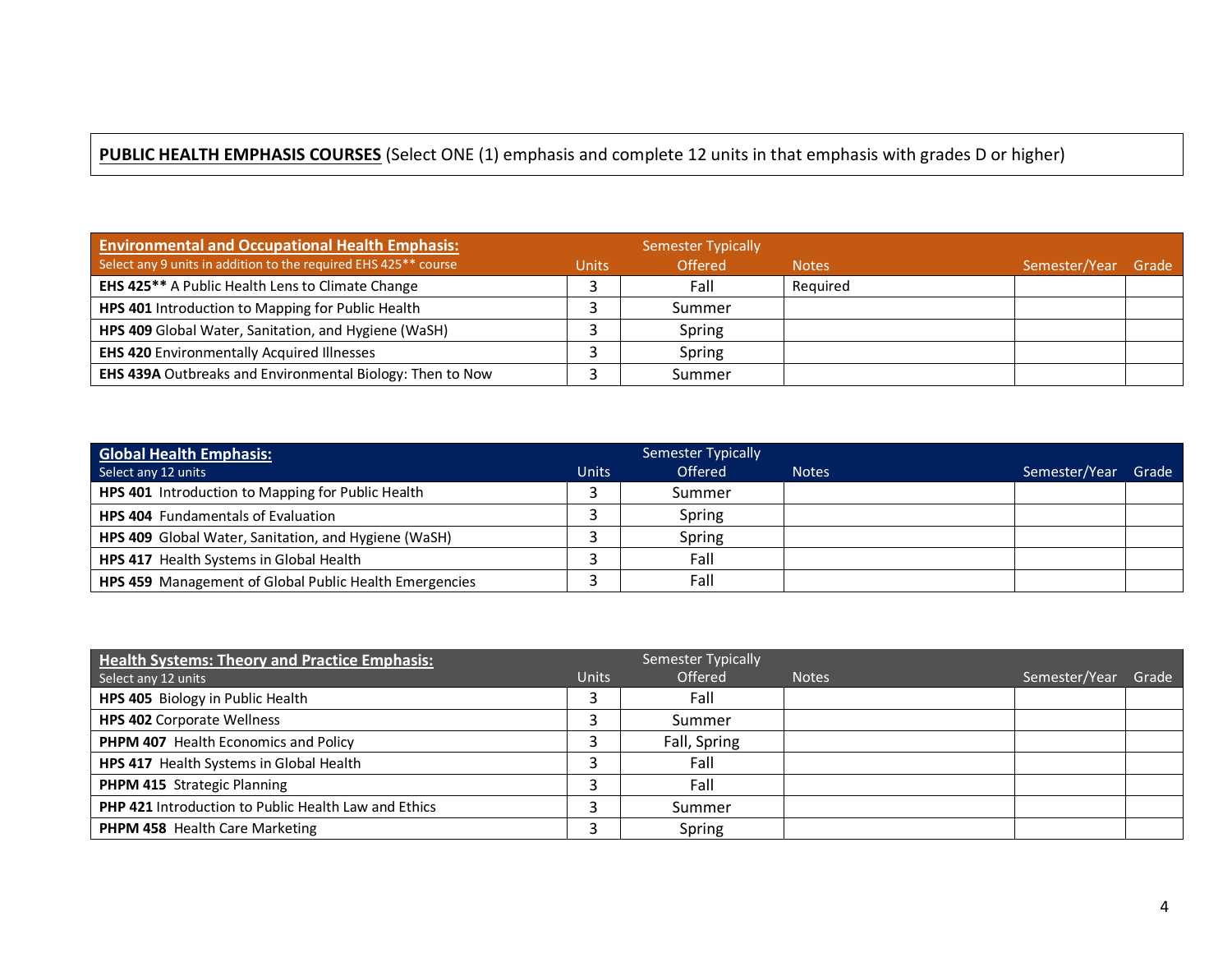**<u>PUBLIC HEALTH EMPHASIS COURSES</u>** (Select ONE (1) emphasis and complete 12 units in that emphasis with grades D or higher)

| **<u>Environmental and Occupational Health Emphasis:</u>** Select any 9 units in addition to the required EHS 425** course | Units | Semester Typically Offered | Notes | Semester/Year | Grade |
|---|---|---|---|---|---|
| **EHS 425**** A Public Health Lens to Climate Change | 3 | Fall | Required | | |
| **HPS 401** Introduction to Mapping for Public Health | 3 | Summer | | | |
| **HPS 409** Global Water, Sanitation, and Hygiene (WaSH) | 3 | Spring | | | |
| **EHS 420** Environmentally Acquired Illnesses | 3 | Spring | | | |
| **EHS 439A** Outbreaks and Environmental Biology: Then to Now | 3 | Summer | | | |

| **<u>Global Health Emphasis:</u>** Select any 12 units | Units | Semester Typically Offered | Notes | Semester/Year | Grade |
|---|---|---|---|---|---|
| **HPS 401** Introduction to Mapping for Public Health | 3 | Summer | | | |
| **HPS 404** Fundamentals of Evaluation | 3 | Spring | | | |
| **HPS 409** Global Water, Sanitation, and Hygiene (WaSH) | 3 | Spring | | | |
| **HPS 417** Health Systems in Global Health | 3 | Fall | | | |
| **HPS 459** Management of Global Public Health Emergencies | 3 | Fall | | | |

| **<u>Health Systems: Theory and Practice Emphasis:</u>** Select any 12 units | Units | Semester Typically Offered | Notes | Semester/Year | Grade |
|---|---|---|---|---|---|
| **HPS 405** Biology in Public Health | 3 | Fall | | | |
| **HPS 402** Corporate Wellness | 3 | Summer | | | |
| **PHPM 407** Health Economics and Policy | 3 | Fall, Spring | | | |
| **HPS 417** Health Systems in Global Health | 3 | Fall | | | |
| **PHPM 415** Strategic Planning | 3 | Fall | | | |
| **PHP 421** Introduction to Public Health Law and Ethics | 3 | Summer | | | |
| **PHPM 458** Health Care Marketing | 3 | Spring | | | |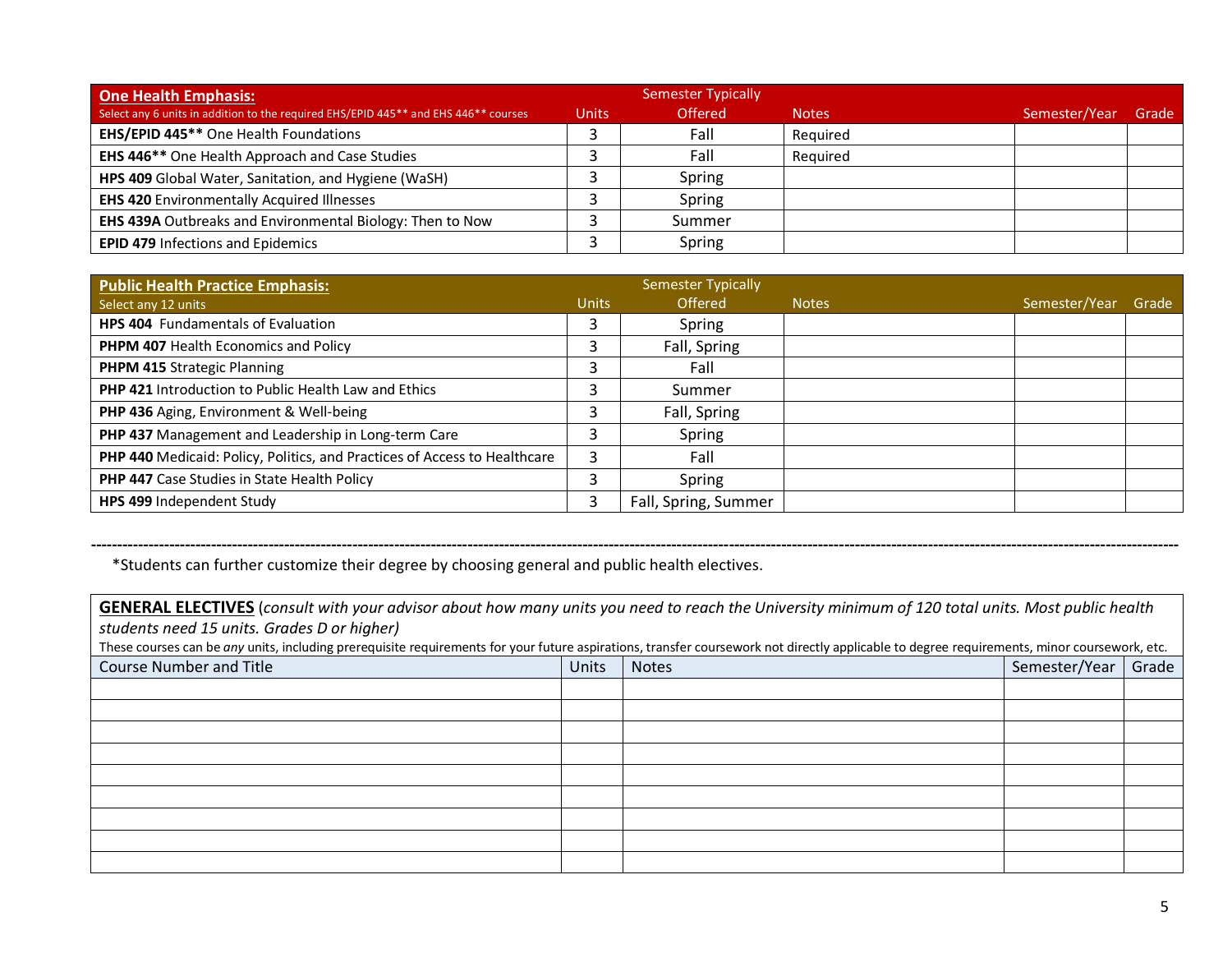| **One Health Emphasis:** Select any 6 units in addition to the required EHS/EPID 445** and EHS 446** courses | Units | Semester Typically Offered | Notes | Semester/Year | Grade |
|---|---|---|---|---|---|
| **EHS/EPID 445**** One Health Foundations | 3 | Fall | Required | | |
| **EHS 446**** One Health Approach and Case Studies | 3 | Fall | Required | | |
| **HPS 409** Global Water, Sanitation, and Hygiene (WaSH) | 3 | Spring | | | |
| **EHS 420** Environmentally Acquired Illnesses | 3 | Spring | | | |
| **EHS 439A** Outbreaks and Environmental Biology: Then to Now | 3 | Summer | | | |
| **EPID 479** Infections and Epidemics | 3 | Spring | | | |

| **Public Health Practice Emphasis:** Select any 12 units | Units | Semester Typically Offered | Notes | Semester/Year | Grade |
|---|---|---|---|---|---|
| **HPS 404** Fundamentals of Evaluation | 3 | Spring | | | |
| **PHPM 407** Health Economics and Policy | 3 | Fall, Spring | | | |
| **PHPM 415** Strategic Planning | 3 | Fall | | | |
| **PHP 421** Introduction to Public Health Law and Ethics | 3 | Summer | | | |
| **PHP 436** Aging, Environment & Well-being | 3 | Fall, Spring | | | |
| **PHP 437** Management and Leadership in Long-term Care | 3 | Spring | | | |
| **PHP 440** Medicaid: Policy, Politics, and Practices of Access to Healthcare | 3 | Fall | | | |
| **PHP 447** Case Studies in State Health Policy | 3 | Spring | | | |
| **HPS 499** Independent Study | 3 | Fall, Spring, Summer | | | |

---

*Students can further customize their degree by choosing general and public health electives.

**GENERAL ELECTIVES** (*consult with your advisor about how many units you need to reach the University minimum of 120 total units. Most public health students need 15 units. Grades D or higher)*

These courses can be *any* units, including prerequisite requirements for your future aspirations, transfer coursework not directly applicable to degree requirements, minor coursework, etc.

| Course Number and Title | Units | Notes | Semester/Year | Grade |
|---|---|---|---|---|
| | | | | |
| | | | | |
| | | | | |
| | | | | |
| | | | | |
| | | | | |
| | | | | |
| | | | | |
| | | | | |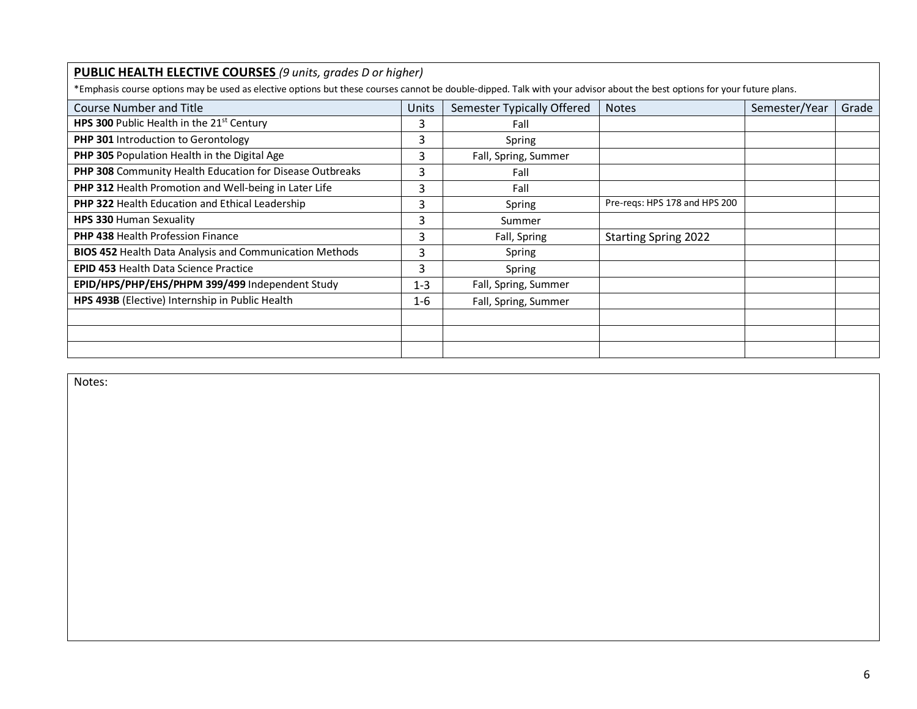**PUBLIC HEALTH ELECTIVE COURSES** *(9 units, grades D or higher)*

*Emphasis course options may be used as elective options but these courses cannot be double-dipped. Talk with your advisor about the best options for your future plans.

| Course Number and Title | Units | Semester Typically Offered | Notes | Semester/Year | Grade |
|---|---|---|---|---|---|
| **HPS 300** Public Health in the 21st Century | 3 | Fall | | | |
| **PHP 301** Introduction to Gerontology | 3 | Spring | | | |
| **PHP 305** Population Health in the Digital Age | 3 | Fall, Spring, Summer | | | |
| **PHP 308** Community Health Education for Disease Outbreaks | 3 | Fall | | | |
| **PHP 312** Health Promotion and Well-being in Later Life | 3 | Fall | | | |
| **PHP 322** Health Education and Ethical Leadership | 3 | Spring | Pre-reqs: HPS 178 and HPS 200 | | |
| **HPS 330** Human Sexuality | 3 | Summer | | | |
| **PHP 438** Health Profession Finance | 3 | Fall, Spring | Starting Spring 2022 | | |
| **BIOS 452** Health Data Analysis and Communication Methods | 3 | Spring | | | |
| **EPID 453** Health Data Science Practice | 3 | Spring | | | |
| **EPID/HPS/PHP/EHS/PHPM 399/499** Independent Study | 1-3 | Fall, Spring, Summer | | | |
| **HPS 493B** (Elective) Internship in Public Health | 1-6 | Fall, Spring, Summer | | | |
| | | | | | |
| | | | | | |
| | | | | | |

Notes: